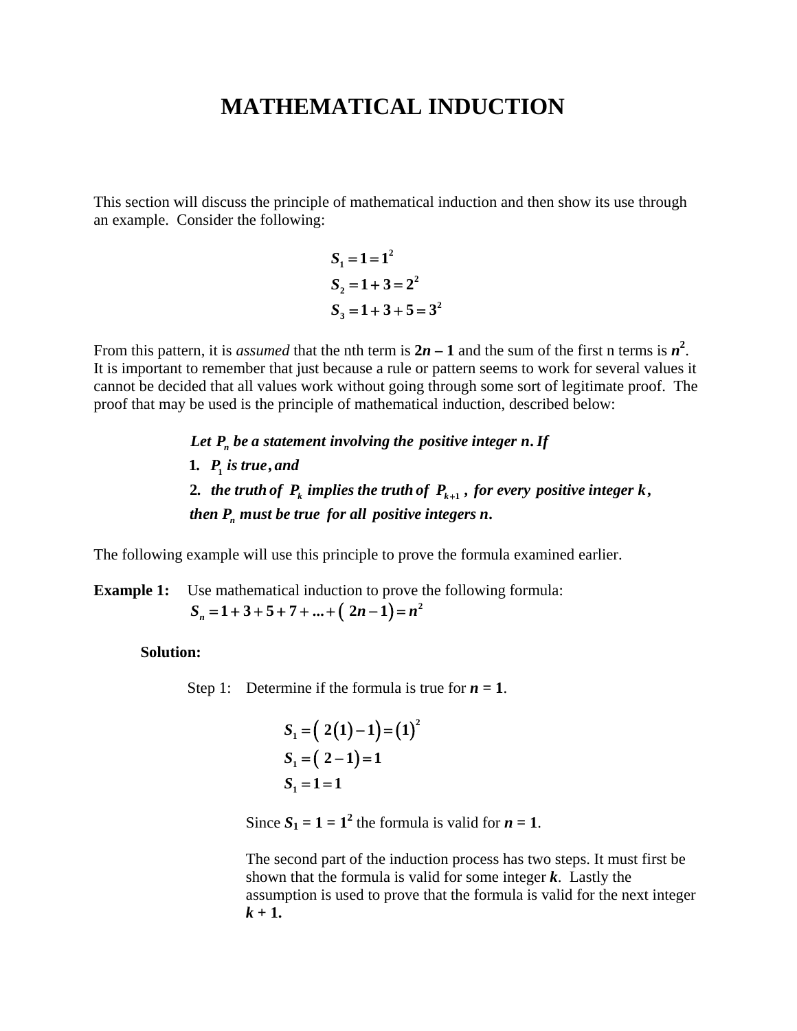# MATHEMATICAL INDUCTION

This section will discuss the principle of mathematical induction and then show its use through an example. Consider the following:

$$
\begin{aligned}
S_1 &= 1 = 1^2 \\
S_2 &= 1 + 3 = 2^2 \\
S_3 &= 1 + 3 + 5 = 3^2
\end{aligned}
$$

From this pattern, it is *assumed* that the nth term is $\mathbf{2n - 1}$ and the sum of the first n terms is $n^2$. It is important to remember that just because a rule or pattern seems to work for several values it cannot be decided that all values work without going through some sort of legitimate proof. The proof that may be used is the principle of mathematical induction, described below:

> ***Let $P_n$ be a statement involving the positive integer $n$. If***
>
> **1.** ***$P_1$ is true, and***
>
> **2.** ***the truth of $P_k$ implies the truth of $P_{k+1}$, for every positive integer $k$,***
>
> ***then $P_n$ must be true for all positive integers $n$.***

The following example will use this principle to prove the formula examined earlier.

**Example 1:** Use mathematical induction to prove the following formula:

$$S_n = 1 + 3 + 5 + 7 + \ldots + (2n - 1) = n^2$$

**Solution:**

Step 1: Determine if the formula is true for $n = 1$.

$$
\begin{aligned}
S_1 &= (2(1) - 1) = (1)^2 \\
S_1 &= (2 - 1) = 1 \\
S_1 &= 1 = 1
\end{aligned}
$$

Since $S_1 = 1 = 1^2$ the formula is valid for $n = 1$.

The second part of the induction process has two steps. It must first be shown that the formula is valid for some integer $k$. Lastly the assumption is used to prove that the formula is valid for the next integer $k + 1$.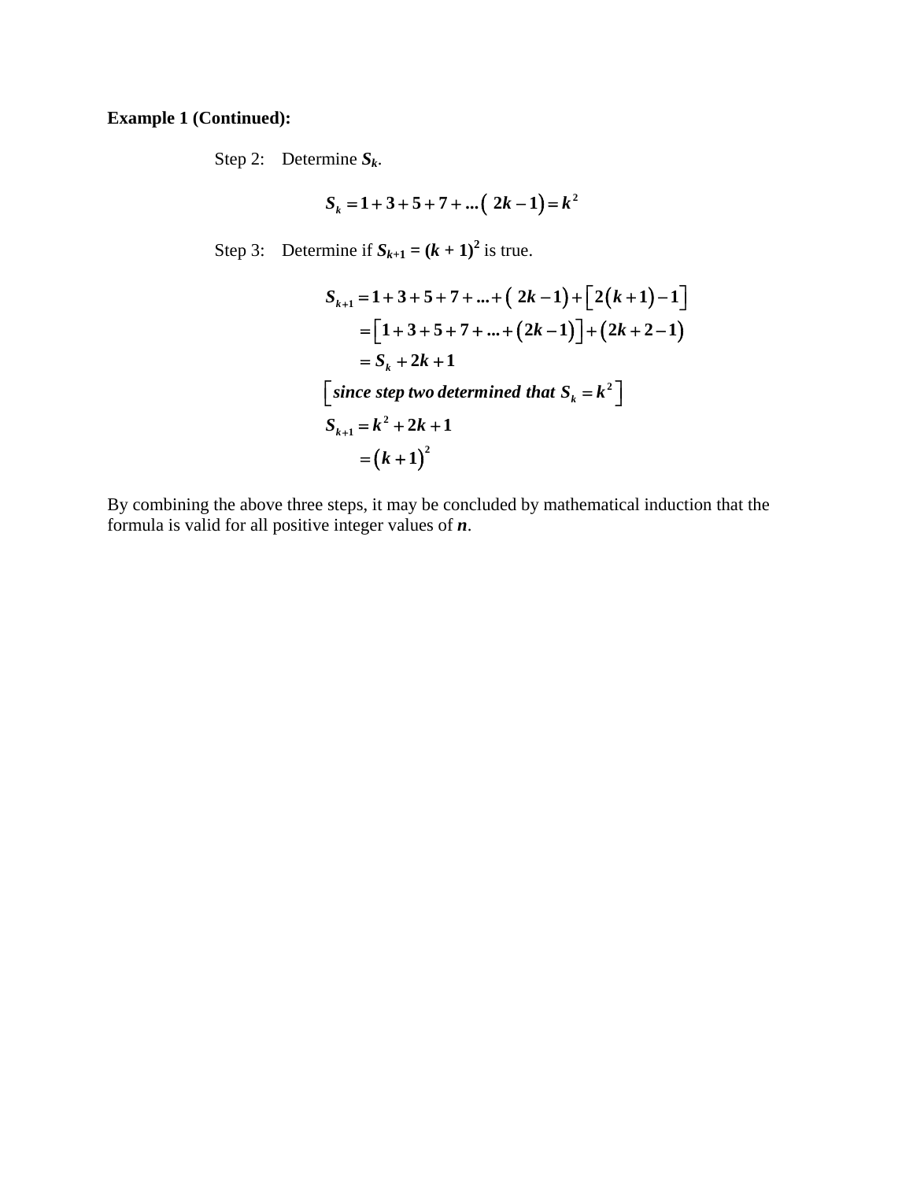**Example 1 (Continued):**

Step 2: Determine $S_k$.

$$S_k = 1 + 3 + 5 + 7 + ...(2k - 1) = k^2$$

Step 3: Determine if $S_{k+1} = (k + 1)^2$ is true.

$$\begin{aligned}
S_{k+1} &= 1 + 3 + 5 + 7 + ... + (2k - 1) + \left[2(k + 1) - 1\right] \\
&= \left[1 + 3 + 5 + 7 + ... + (2k - 1)\right] + (2k + 2 - 1) \\
&= S_k + 2k + 1
\end{aligned}$$

$$\left[\textit{since step two determined that } S_k = k^2\right]$$

$$\begin{aligned}
S_{k+1} &= k^2 + 2k + 1 \\
&= (k + 1)^2
\end{aligned}$$

By combining the above three steps, it may be concluded by mathematical induction that the formula is valid for all positive integer values of $n$.